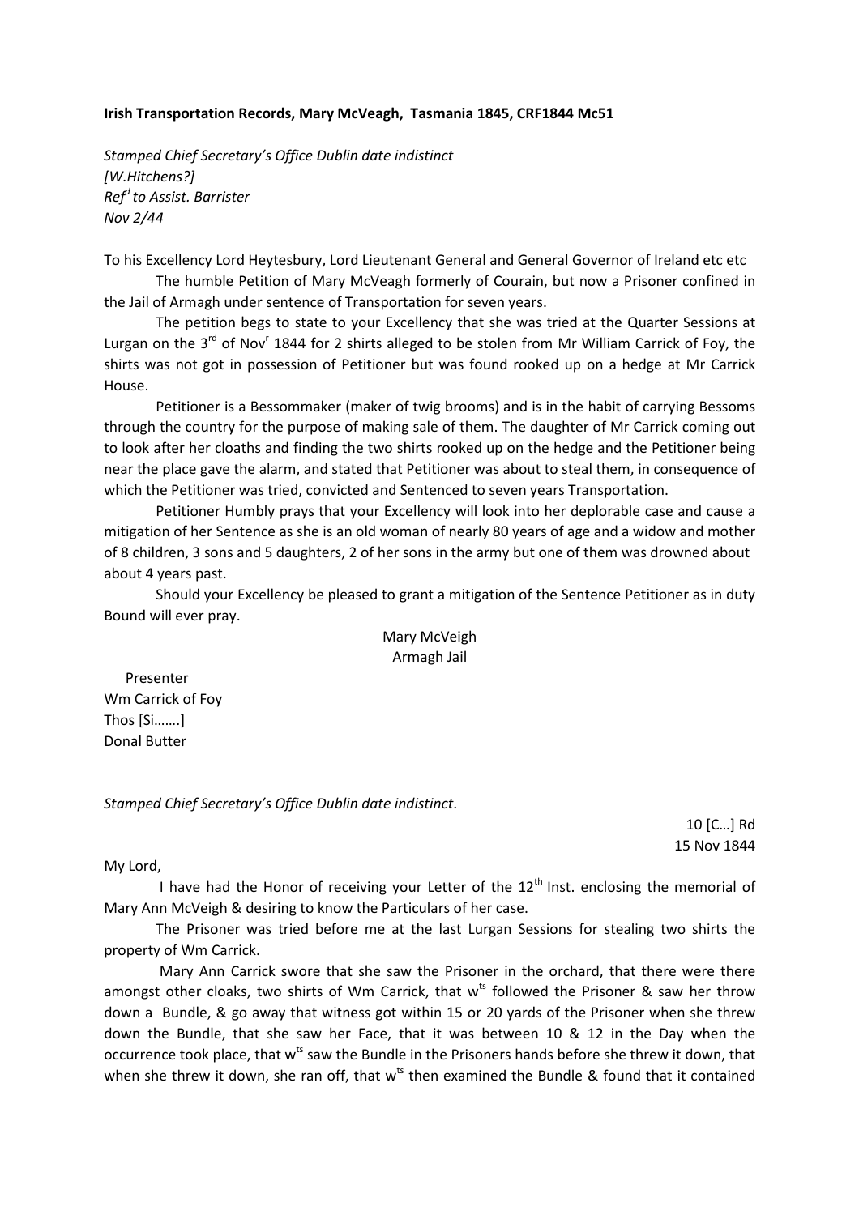**Irish Transportation Records, Mary McVeagh, Tasmania 1845, CRF1844 Mc51**

*Stamped Chief Secretary's Office Dublin date indistinct*
*[W.Hitchens?]*
*Ref$^{d}$ to Assist. Barrister*
*Nov 2/44*

To his Excellency Lord Heytesbury, Lord Lieutenant General and General Governor of Ireland etc etc

The humble Petition of Mary McVeagh formerly of Courain, but now a Prisoner confined in the Jail of Armagh under sentence of Transportation for seven years.

The petition begs to state to your Excellency that she was tried at the Quarter Sessions at Lurgan on the 3$^{rd}$ of Nov$^{r}$ 1844 for 2 shirts alleged to be stolen from Mr William Carrick of Foy, the shirts was not got in possession of Petitioner but was found rooked up on a hedge at Mr Carrick House.

Petitioner is a Bessommaker (maker of twig brooms) and is in the habit of carrying Bessoms through the country for the purpose of making sale of them. The daughter of Mr Carrick coming out to look after her cloaths and finding the two shirts rooked up on the hedge and the Petitioner being near the place gave the alarm, and stated that Petitioner was about to steal them, in consequence of which the Petitioner was tried, convicted and Sentenced to seven years Transportation.

Petitioner Humbly prays that your Excellency will look into her deplorable case and cause a mitigation of her Sentence as she is an old woman of nearly 80 years of age and a widow and mother of 8 children, 3 sons and 5 daughters, 2 of her sons in the army but one of them was drowned about about 4 years past.

Should your Excellency be pleased to grant a mitigation of the Sentence Petitioner as in duty Bound will ever pray.

Mary McVeigh
Armagh Jail

Presenter
Wm Carrick of Foy
Thos [Si…….]
Donal Butter

*Stamped Chief Secretary's Office Dublin date indistinct*.

10 [C…] Rd
15 Nov 1844

My Lord,

I have had the Honor of receiving your Letter of the 12$^{th}$ Inst. enclosing the memorial of Mary Ann McVeigh & desiring to know the Particulars of her case.

The Prisoner was tried before me at the last Lurgan Sessions for stealing two shirts the property of Wm Carrick.

Mary Ann Carrick swore that she saw the Prisoner in the orchard, that there were there amongst other cloaks, two shirts of Wm Carrick, that w$^{ts}$ followed the Prisoner & saw her throw down a Bundle, & go away that witness got within 15 or 20 yards of the Prisoner when she threw down the Bundle, that she saw her Face, that it was between 10 & 12 in the Day when the occurrence took place, that w$^{ts}$ saw the Bundle in the Prisoners hands before she threw it down, that when she threw it down, she ran off, that w$^{ts}$ then examined the Bundle & found that it contained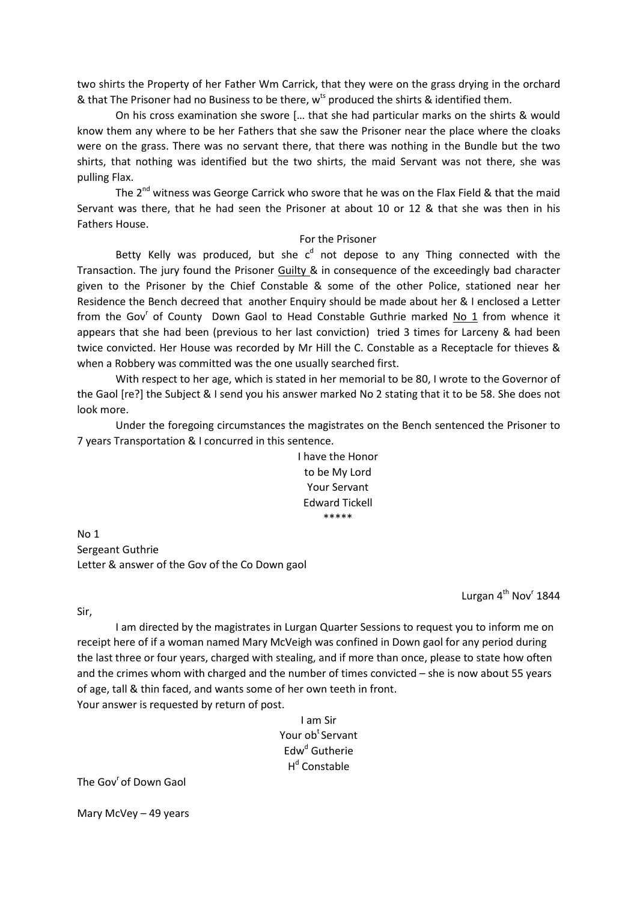two shirts the Property of her Father Wm Carrick, that they were on the grass drying in the orchard & that The Prisoner had no Business to be there, w^ts^ produced the shirts & identified them.

On his cross examination she swore [… that she had particular marks on the shirts & would know them any where to be her Fathers that she saw the Prisoner near the place where the cloaks were on the grass. There was no servant there, that there was nothing in the Bundle but the two shirts, that nothing was identified but the two shirts, the maid Servant was not there, she was pulling Flax.

The 2[nd] witness was George Carrick who swore that he was on the Flax Field & that the maid Servant was there, that he had seen the Prisoner at about 10 or 12 & that she was then in his Fathers House.

For the Prisoner

Betty Kelly was produced, but she c[d] not depose to any Thing connected with the Transaction. The jury found the Prisoner <u>Guilty</u> & in consequence of the exceedingly bad character given to the Prisoner by the Chief Constable & some of the other Police, stationed near her Residence the Bench decreed that another Enquiry should be made about her & I enclosed a Letter from the Gov[r] of County Down Gaol to Head Constable Guthrie marked <u>No 1</u> from whence it appears that she had been (previous to her last conviction) tried 3 times for Larceny & had been twice convicted. Her House was recorded by Mr Hill the C. Constable as a Receptacle for thieves & when a Robbery was committed was the one usually searched first.

With respect to her age, which is stated in her memorial to be 80, I wrote to the Governor of the Gaol [re?] the Subject & I send you his answer marked No 2 stating that it to be 58. She does not look more.

Under the foregoing circumstances the magistrates on the Bench sentenced the Prisoner to 7 years Transportation & I concurred in this sentence.

I have the Honor
to be My Lord
Your Servant
Edward Tickell

\*\*\*\*\*

No 1
Sergeant Guthrie
Letter & answer of the Gov of the Co Down gaol

Lurgan 4[th] Nov[r] 1844

Sir,

I am directed by the magistrates in Lurgan Quarter Sessions to request you to inform me on receipt here of if a woman named Mary McVeigh was confined in Down gaol for any period during the last three or four years, charged with stealing, and if more than once, please to state how often and the crimes whom with charged and the number of times convicted – she is now about 55 years of age, tall & thin faced, and wants some of her own teeth in front.
Your answer is requested by return of post.

I am Sir
Your ob[t] Servant
Edw[d] Gutherie
H[d] Constable

The Gov[r] of Down Gaol

Mary McVey – 49 years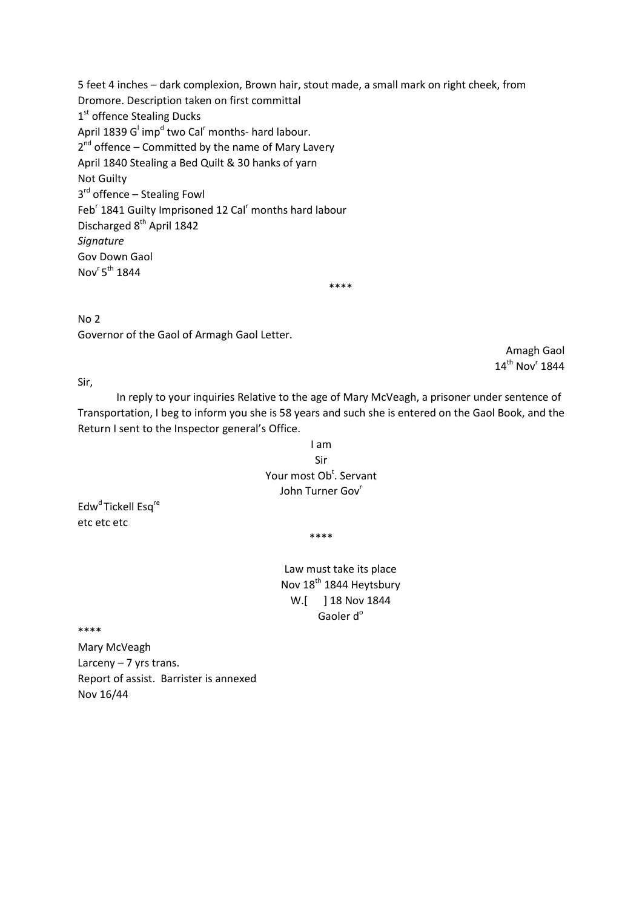5 feet 4 inches – dark complexion, Brown hair, stout made, a small mark on right cheek, from Dromore. Description taken on first committal

1st offence Stealing Ducks

April 1839 Gl impd two Calr months- hard labour.

2nd offence – Committed by the name of Mary Lavery

April 1840 Stealing a Bed Quilt & 30 hanks of yarn

Not Guilty

3rd offence – Stealing Fowl

Febr 1841 Guilty Imprisoned 12 Calr months hard labour

Discharged 8th April 1842

*Signature*

Gov Down Gaol

Novr 5th 1844

****

No 2

Governor of the Gaol of Armagh Gaol Letter.

Amagh Gaol
14th Novr 1844

Sir,

In reply to your inquiries Relative to the age of Mary McVeagh, a prisoner under sentence of Transportation, I beg to inform you she is 58 years and such she is entered on the Gaol Book, and the Return I sent to the Inspector general's Office.

I am
Sir
Your most Obt. Servant
John Turner Govr

Edwd Tickell Esqre
etc etc etc

****

Law must take its place
Nov 18th 1844 Heytsbury
W.[ ] 18 Nov 1844
Gaoler do

****

Mary McVeagh

Larceny – 7 yrs trans.

Report of assist. Barrister is annexed

Nov 16/44